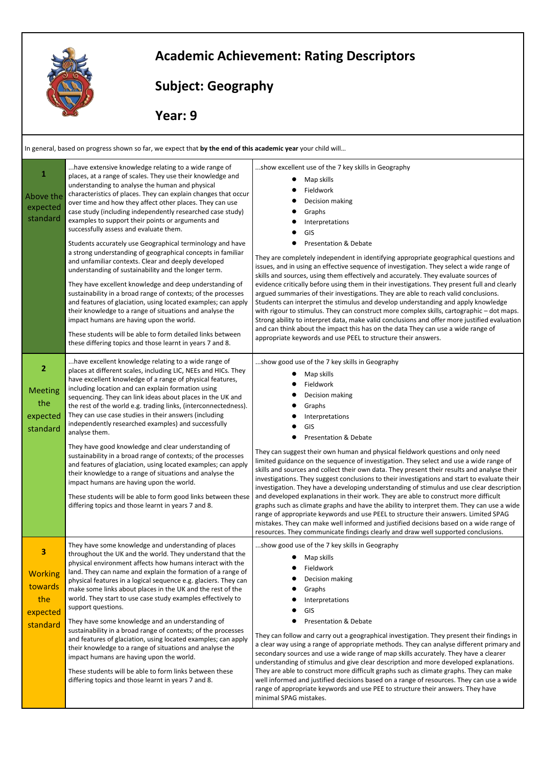# Academic Achievement: Rating Descriptors

## Subject: Geography

## Year: 9

In general, based on progress shown so far, we expect that **by the end of this academic year** your child will…

| | | |
|---|---|---|
| **1** Above the expected standard | …have extensive knowledge relating to a wide range of places, at a range of scales. They use their knowledge and understanding to analyse the human and physical characteristics of places. They can explain changes that occur over time and how they affect other places. They can use case study (including independently researched case study) examples to support their points or arguments and successfully assess and evaluate them.<br><br>Students accurately use Geographical terminology and have a strong understanding of geographical concepts in familiar and unfamiliar contexts. Clear and deeply developed understanding of sustainability and the longer term.<br><br>They have excellent knowledge and deep understanding of sustainability in a broad range of contexts; of the processes and features of glaciation, using located examples; can apply their knowledge to a range of situations and analyse the impact humans are having upon the world.<br><br>These students will be able to form detailed links between these differing topics and those learnt in years 7 and 8. | …show excellent use of the 7 key skills in Geography<br>• Map skills<br>• Fieldwork<br>• Decision making<br>• Graphs<br>• Interpretations<br>• GIS<br>• Presentation & Debate<br><br>They are completely independent in identifying appropriate geographical questions and issues, and in using an effective sequence of investigation. They select a wide range of skills and sources, using them effectively and accurately. They evaluate sources of evidence critically before using them in their investigations. They present full and clearly argued summaries of their investigations. They are able to reach valid conclusions. Students can interpret the stimulus and develop understanding and apply knowledge with rigour to stimulus. They can construct more complex skills, cartographic – dot maps. Strong ability to interpret data, make valid conclusions and offer more justified evaluation and can think about the impact this has on the data They can use a wide range of appropriate keywords and use PEEL to structure their answers. |
| **2** Meeting the expected standard | …have excellent knowledge relating to a wide range of places at different scales, including LIC, NEEs and HICs. They have excellent knowledge of a range of physical features, including location and can explain formation using sequencing. They can link ideas about places in the UK and the rest of the world e.g. trading links, (interconnectedness). They can use case studies in their answers (including independently researched examples) and successfully analyse them.<br><br>They have good knowledge and clear understanding of sustainability in a broad range of contexts; of the processes and features of glaciation, using located examples; can apply their knowledge to a range of situations and analyse the impact humans are having upon the world.<br><br>These students will be able to form good links between these differing topics and those learnt in years 7 and 8. | …show good use of the 7 key skills in Geography<br>• Map skills<br>• Fieldwork<br>• Decision making<br>• Graphs<br>• Interpretations<br>• GIS<br>• Presentation & Debate<br><br>They can suggest their own human and physical fieldwork questions and only need limited guidance on the sequence of investigation. They select and use a wide range of skills and sources and collect their own data. They present their results and analyse their investigations. They suggest conclusions to their investigations and start to evaluate their investigation. They have a developing understanding of stimulus and use clear description and developed explanations in their work. They are able to construct more difficult graphs such as climate graphs and have the ability to interpret them. They can use a wide range of appropriate keywords and use PEEL to structure their answers. Limited SPAG mistakes. They can make well informed and justified decisions based on a wide range of resources. They communicate findings clearly and draw well supported conclusions. |
| **3** Working towards the expected standard | They have some knowledge and understanding of places throughout the UK and the world. They understand that the physical environment affects how humans interact with the land. They can name and explain the formation of a range of physical features in a logical sequence e.g. glaciers. They can make some links about places in the UK and the rest of the world. They start to use case study examples effectively to support questions.<br><br>They have some knowledge and an understanding of sustainability in a broad range of contexts; of the processes and features of glaciation, using located examples; can apply their knowledge to a range of situations and analyse the impact humans are having upon the world.<br><br>These students will be able to form links between these differing topics and those learnt in years 7 and 8. | …show good use of the 7 key skills in Geography<br>• Map skills<br>• Fieldwork<br>• Decision making<br>• Graphs<br>• Interpretations<br>• GIS<br>• Presentation & Debate<br><br>They can follow and carry out a geographical investigation. They present their findings in a clear way using a range of appropriate methods. They can analyse different primary and secondary sources and use a wide range of map skills accurately. They have a clearer understanding of stimulus and give clear description and more developed explanations. They are able to construct more difficult graphs such as climate graphs. They can make well informed and justified decisions based on a range of resources. They can use a wide range of appropriate keywords and use PEE to structure their answers. They have minimal SPAG mistakes. |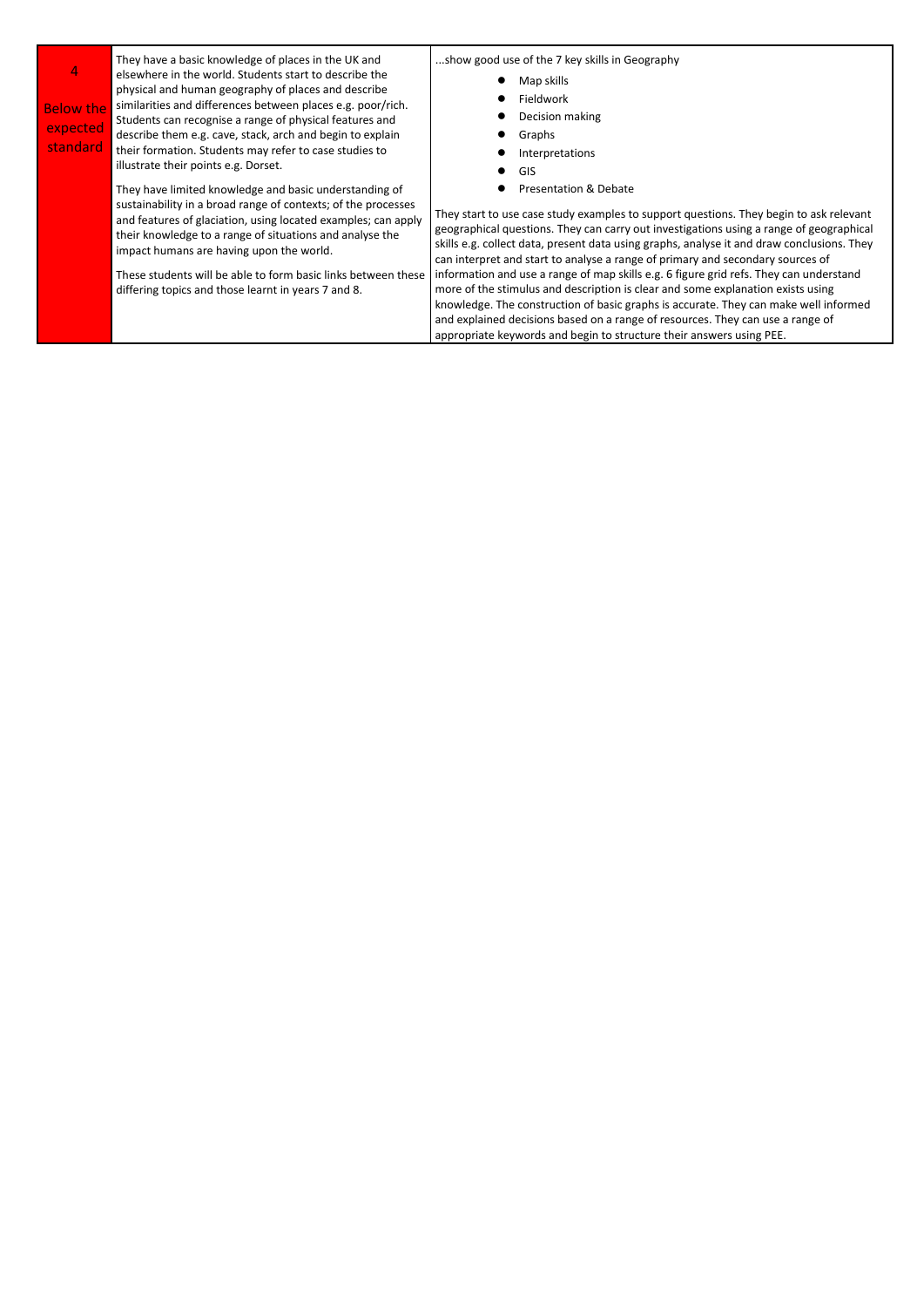| | | |
|---|---|---|
| 4<br><br>Below the expected standard | They have a basic knowledge of places in the UK and elsewhere in the world. Students start to describe the physical and human geography of places and describe similarities and differences between places e.g. poor/rich. Students can recognise a range of physical features and describe them e.g. cave, stack, arch and begin to explain their formation. Students may refer to case studies to illustrate their points e.g. Dorset.<br><br>They have limited knowledge and basic understanding of sustainability in a broad range of contexts; of the processes and features of glaciation, using located examples; can apply their knowledge to a range of situations and analyse the impact humans are having upon the world.<br><br>These students will be able to form basic links between these differing topics and those learnt in years 7 and 8. | ...show good use of the 7 key skills in Geography<br><br>● Map skills<br>● Fieldwork<br>● Decision making<br>● Graphs<br>● Interpretations<br>● GIS<br>● Presentation & Debate<br><br>They start to use case study examples to support questions. They begin to ask relevant geographical questions. They can carry out investigations using a range of geographical skills e.g. collect data, present data using graphs, analyse it and draw conclusions. They can interpret and start to analyse a range of primary and secondary sources of information and use a range of map skills e.g. 6 figure grid refs. They can understand more of the stimulus and description is clear and some explanation exists using knowledge. The construction of basic graphs is accurate. They can make well informed and explained decisions based on a range of resources. They can use a range of appropriate keywords and begin to structure their answers using PEE. |